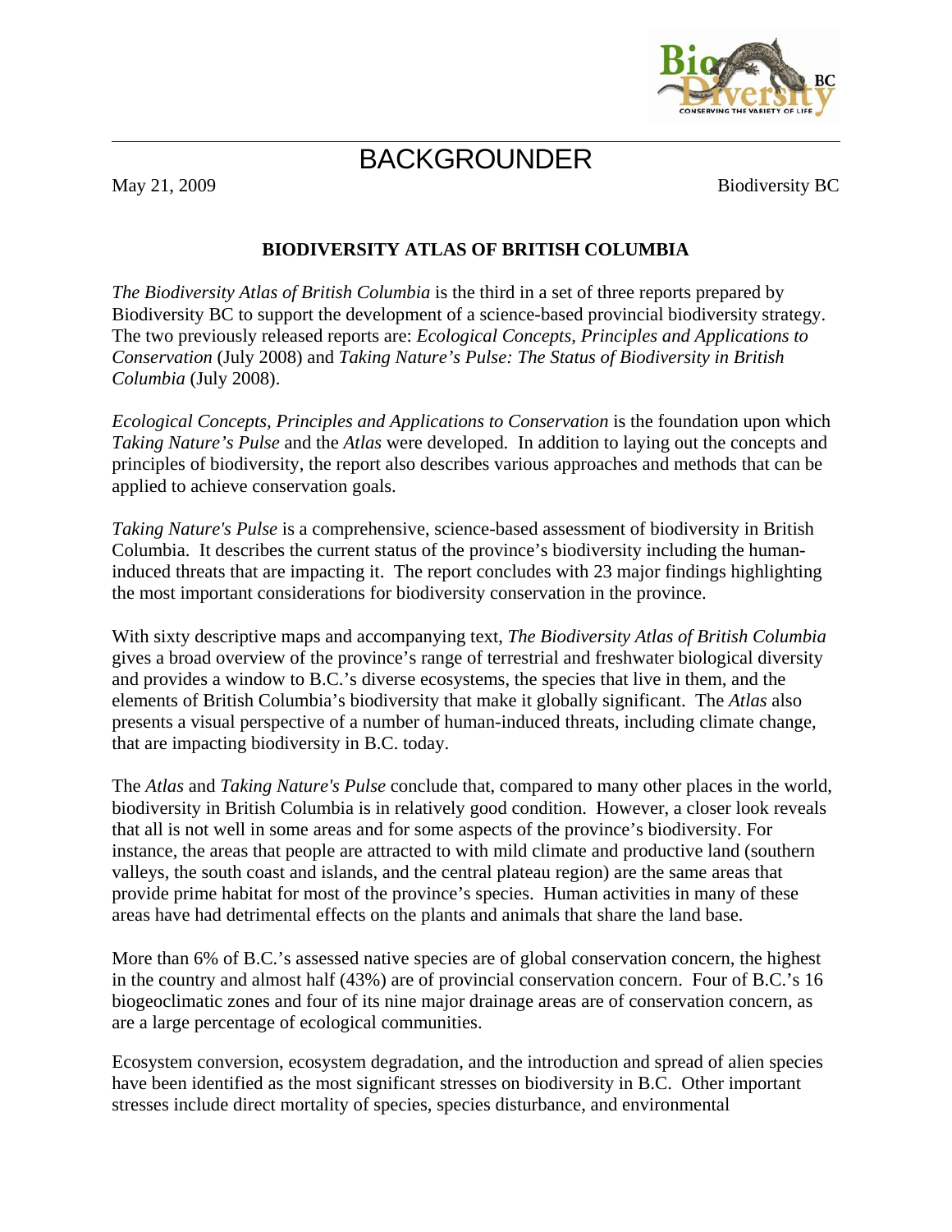# BACKGROUNDER

May 21, 2009 Biodiversity BC

## BIODIVERSITY ATLAS OF BRITISH COLUMBIA

*The Biodiversity Atlas of British Columbia* is the third in a set of three reports prepared by Biodiversity BC to support the development of a science-based provincial biodiversity strategy. The two previously released reports are: *Ecological Concepts, Principles and Applications to Conservation* (July 2008) and *Taking Nature's Pulse: The Status of Biodiversity in British Columbia* (July 2008).

*Ecological Concepts, Principles and Applications to Conservation* is the foundation upon which *Taking Nature's Pulse* and the *Atlas* were developed. In addition to laying out the concepts and principles of biodiversity, the report also describes various approaches and methods that can be applied to achieve conservation goals.

*Taking Nature's Pulse* is a comprehensive, science-based assessment of biodiversity in British Columbia. It describes the current status of the province's biodiversity including the human-induced threats that are impacting it. The report concludes with 23 major findings highlighting the most important considerations for biodiversity conservation in the province.

With sixty descriptive maps and accompanying text, *The Biodiversity Atlas of British Columbia* gives a broad overview of the province's range of terrestrial and freshwater biological diversity and provides a window to B.C.'s diverse ecosystems, the species that live in them, and the elements of British Columbia's biodiversity that make it globally significant. The *Atlas* also presents a visual perspective of a number of human-induced threats, including climate change, that are impacting biodiversity in B.C. today.

The *Atlas* and *Taking Nature's Pulse* conclude that, compared to many other places in the world, biodiversity in British Columbia is in relatively good condition. However, a closer look reveals that all is not well in some areas and for some aspects of the province's biodiversity. For instance, the areas that people are attracted to with mild climate and productive land (southern valleys, the south coast and islands, and the central plateau region) are the same areas that provide prime habitat for most of the province's species. Human activities in many of these areas have had detrimental effects on the plants and animals that share the land base.

More than 6% of B.C.'s assessed native species are of global conservation concern, the highest in the country and almost half (43%) are of provincial conservation concern. Four of B.C.'s 16 biogeoclimatic zones and four of its nine major drainage areas are of conservation concern, as are a large percentage of ecological communities.

Ecosystem conversion, ecosystem degradation, and the introduction and spread of alien species have been identified as the most significant stresses on biodiversity in B.C. Other important stresses include direct mortality of species, species disturbance, and environmental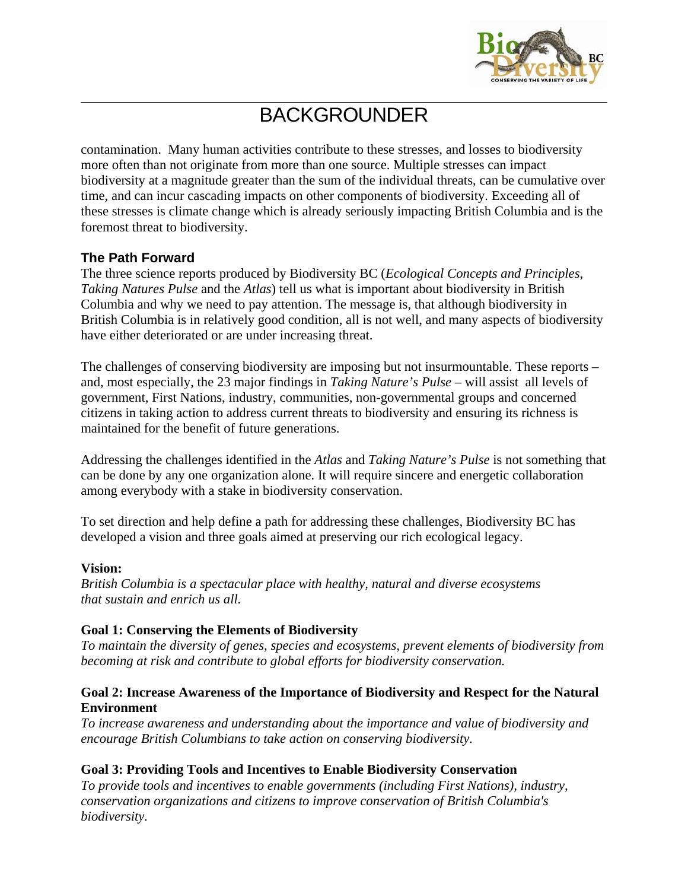contamination. Many human activities contribute to these stresses, and losses to biodiversity more often than not originate from more than one source. Multiple stresses can impact biodiversity at a magnitude greater than the sum of the individual threats, can be cumulative over time, and can incur cascading impacts on other components of biodiversity. Exceeding all of these stresses is climate change which is already seriously impacting British Columbia and is the foremost threat to biodiversity.

### The Path Forward

The three science reports produced by Biodiversity BC (*Ecological Concepts and Principles, Taking Natures Pulse* and the *Atlas*) tell us what is important about biodiversity in British Columbia and why we need to pay attention. The message is, that although biodiversity in British Columbia is in relatively good condition, all is not well, and many aspects of biodiversity have either deteriorated or are under increasing threat.

The challenges of conserving biodiversity are imposing but not insurmountable. These reports – and, most especially, the 23 major findings in *Taking Nature's Pulse* – will assist all levels of government, First Nations, industry, communities, non-governmental groups and concerned citizens in taking action to address current threats to biodiversity and ensuring its richness is maintained for the benefit of future generations.

Addressing the challenges identified in the *Atlas* and *Taking Nature's Pulse* is not something that can be done by any one organization alone. It will require sincere and energetic collaboration among everybody with a stake in biodiversity conservation.

To set direction and help define a path for addressing these challenges, Biodiversity BC has developed a vision and three goals aimed at preserving our rich ecological legacy.

**Vision:**
*British Columbia is a spectacular place with healthy, natural and diverse ecosystems that sustain and enrich us all.*

**Goal 1: Conserving the Elements of Biodiversity**
*To maintain the diversity of genes, species and ecosystems, prevent elements of biodiversity from becoming at risk and contribute to global efforts for biodiversity conservation.*

**Goal 2: Increase Awareness of the Importance of Biodiversity and Respect for the Natural Environment**
*To increase awareness and understanding about the importance and value of biodiversity and encourage British Columbians to take action on conserving biodiversity.*

**Goal 3: Providing Tools and Incentives to Enable Biodiversity Conservation**
*To provide tools and incentives to enable governments (including First Nations), industry, conservation organizations and citizens to improve conservation of British Columbia's biodiversity.*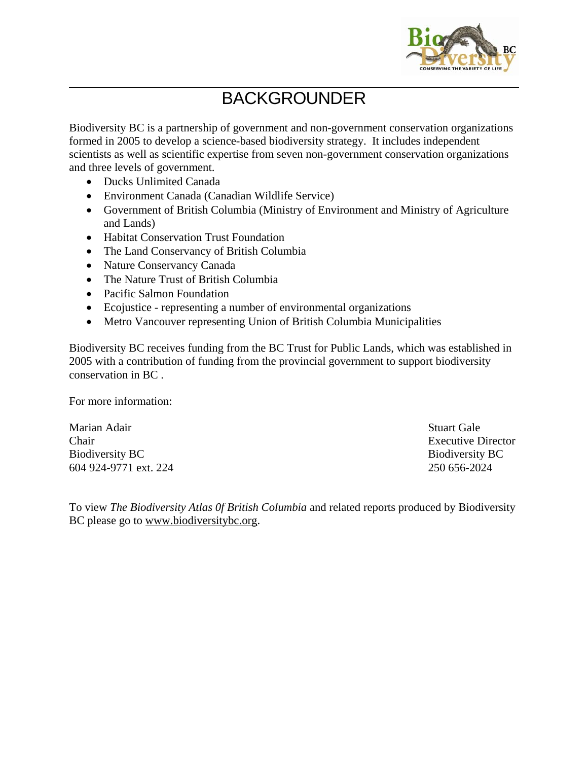# BACKGROUNDER

Biodiversity BC is a partnership of government and non-government conservation organizations formed in 2005 to develop a science-based biodiversity strategy. It includes independent scientists as well as scientific expertise from seven non-government conservation organizations and three levels of government.

- Ducks Unlimited Canada
- Environment Canada (Canadian Wildlife Service)
- Government of British Columbia (Ministry of Environment and Ministry of Agriculture and Lands)
- Habitat Conservation Trust Foundation
- The Land Conservancy of British Columbia
- Nature Conservancy Canada
- The Nature Trust of British Columbia
- Pacific Salmon Foundation
- Ecojustice - representing a number of environmental organizations
- Metro Vancouver representing Union of British Columbia Municipalities

Biodiversity BC receives funding from the BC Trust for Public Lands, which was established in 2005 with a contribution of funding from the provincial government to support biodiversity conservation in BC .

For more information:

Marian Adair
Chair
Biodiversity BC
604 924-9771 ext. 224

Stuart Gale
Executive Director
Biodiversity BC
250 656-2024

To view *The Biodiversity Atlas 0f British Columbia* and related reports produced by Biodiversity BC please go to www.biodiversitybc.org.